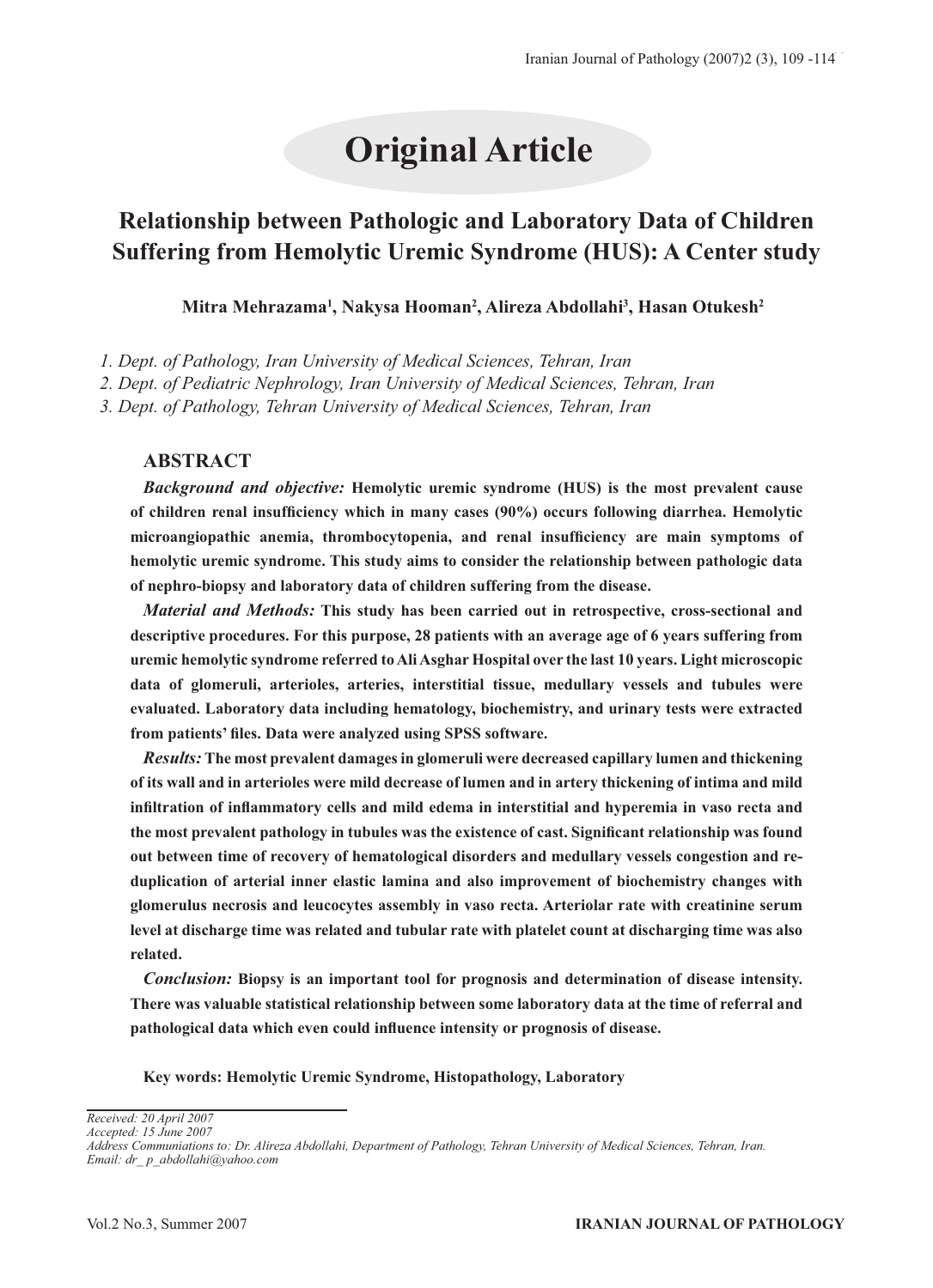# Original Article

## Relationship between Pathologic and Laboratory Data of Children Suffering from Hemolytic Uremic Syndrome (HUS): A Center study

**Mitra Mehrazama[1], Nakysa Hooman[2], Alireza Abdollahi[3], Hasan Otukesh[2]**

*1. Dept. of Pathology, Iran University of Medical Sciences, Tehran, Iran*
*2. Dept. of Pediatric Nephrology, Iran University of Medical Sciences, Tehran, Iran*
*3. Dept. of Pathology, Tehran University of Medical Sciences, Tehran, Iran*

### ABSTRACT

***Background and objective:*** **Hemolytic uremic syndrome (HUS) is the most prevalent cause of children renal insufficiency which in many cases (90%) occurs following diarrhea. Hemolytic microangiopathic anemia, thrombocytopenia, and renal insufficiency are main symptoms of hemolytic uremic syndrome. This study aims to consider the relationship between pathologic data of nephro-biopsy and laboratory data of children suffering from the disease.**

***Material and Methods:*** **This study has been carried out in retrospective, cross-sectional and descriptive procedures. For this purpose, 28 patients with an average age of 6 years suffering from uremic hemolytic syndrome referred to Ali Asghar Hospital over the last 10 years. Light microscopic data of glomeruli, arterioles, arteries, interstitial tissue, medullary vessels and tubules were evaluated. Laboratory data including hematology, biochemistry, and urinary tests were extracted from patients' files. Data were analyzed using SPSS software.**

***Results:*** **The most prevalent damages in glomeruli were decreased capillary lumen and thickening of its wall and in arterioles were mild decrease of lumen and in artery thickening of intima and mild infiltration of inflammatory cells and mild edema in interstitial and hyperemia in vaso recta and the most prevalent pathology in tubules was the existence of cast. Significant relationship was found out between time of recovery of hematological disorders and medullary vessels congestion and re-duplication of arterial inner elastic lamina and also improvement of biochemistry changes with glomerulus necrosis and leucocytes assembly in vaso recta. Arteriolar rate with creatinine serum level at discharge time was related and tubular rate with platelet count at discharging time was also related.**

***Conclusion:*** **Biopsy is an important tool for prognosis and determination of disease intensity. There was valuable statistical relationship between some laboratory data at the time of referral and pathological data which even could influence intensity or prognosis of disease.**

**Key words: Hemolytic Uremic Syndrome, Histopathology, Laboratory**

---

*Received: 20 April 2007*
*Accepted: 15 June 2007*
*Address Communiations to: Dr. Alireza Abdollahi, Department of Pathology, Tehran University of Medical Sciences, Tehran, Iran.*
*Email: dr_ p_abdollahi@yahoo.com*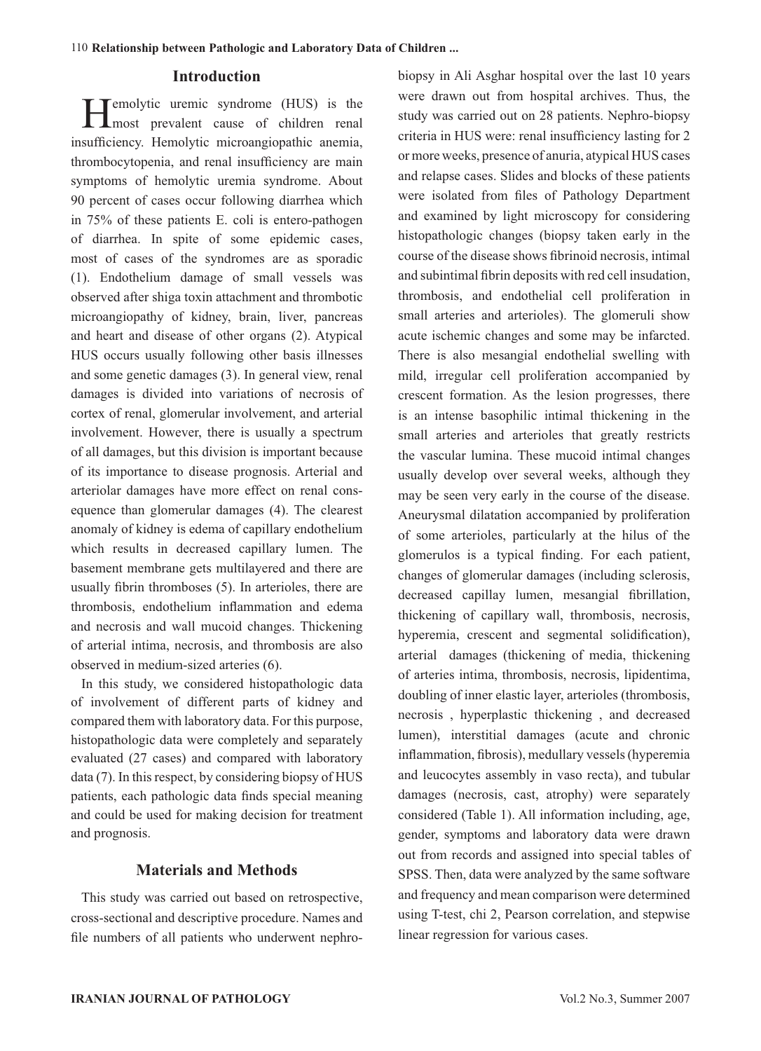## Introduction

Hemolytic uremic syndrome (HUS) is the most prevalent cause of children renal insufficiency. Hemolytic microangiopathic anemia, thrombocytopenia, and renal insufficiency are main symptoms of hemolytic uremia syndrome. About 90 percent of cases occur following diarrhea which in 75% of these patients E. coli is entero-pathogen of diarrhea. In spite of some epidemic cases, most of cases of the syndromes are as sporadic (1). Endothelium damage of small vessels was observed after shiga toxin attachment and thrombotic microangiopathy of kidney, brain, liver, pancreas and heart and disease of other organs (2). Atypical HUS occurs usually following other basis illnesses and some genetic damages (3). In general view, renal damages is divided into variations of necrosis of cortex of renal, glomerular involvement, and arterial involvement. However, there is usually a spectrum of all damages, but this division is important because of its importance to disease prognosis. Arterial and arteriolar damages have more effect on renal consequence than glomerular damages (4). The clearest anomaly of kidney is edema of capillary endothelium which results in decreased capillary lumen. The basement membrane gets multilayered and there are usually fibrin thromboses (5). In arterioles, there are thrombosis, endothelium inflammation and edema and necrosis and wall mucoid changes. Thickening of arterial intima, necrosis, and thrombosis are also observed in medium-sized arteries (6).

In this study, we considered histopathologic data of involvement of different parts of kidney and compared them with laboratory data. For this purpose, histopathologic data were completely and separately evaluated (27 cases) and compared with laboratory data (7). In this respect, by considering biopsy of HUS patients, each pathologic data finds special meaning and could be used for making decision for treatment and prognosis.

## Materials and Methods

This study was carried out based on retrospective, cross-sectional and descriptive procedure. Names and file numbers of all patients who underwent nephro-biopsy in Ali Asghar hospital over the last 10 years were drawn out from hospital archives. Thus, the study was carried out on 28 patients. Nephro-biopsy criteria in HUS were: renal insufficiency lasting for 2 or more weeks, presence of anuria, atypical HUS cases and relapse cases. Slides and blocks of these patients were isolated from files of Pathology Department and examined by light microscopy for considering histopathologic changes (biopsy taken early in the course of the disease shows fibrinoid necrosis, intimal and subintimal fibrin deposits with red cell insudation, thrombosis, and endothelial cell proliferation in small arteries and arterioles). The glomeruli show acute ischemic changes and some may be infarcted. There is also mesangial endothelial swelling with mild, irregular cell proliferation accompanied by crescent formation. As the lesion progresses, there is an intense basophilic intimal thickening in the small arteries and arterioles that greatly restricts the vascular lumina. These mucoid intimal changes usually develop over several weeks, although they may be seen very early in the course of the disease. Aneurysmal dilatation accompanied by proliferation of some arterioles, particularly at the hilus of the glomerulos is a typical finding. For each patient, changes of glomerular damages (including sclerosis, decreased capillay lumen, mesangial fibrillation, thickening of capillary wall, thrombosis, necrosis, hyperemia, crescent and segmental solidification), arterial damages (thickening of media, thickening of arteries intima, thrombosis, necrosis, lipidentima, doubling of inner elastic layer, arterioles (thrombosis, necrosis , hyperplastic thickening , and decreased lumen), interstitial damages (acute and chronic inflammation, fibrosis), medullary vessels (hyperemia and leucocytes assembly in vaso recta), and tubular damages (necrosis, cast, atrophy) were separately considered (Table 1). All information including, age, gender, symptoms and laboratory data were drawn out from records and assigned into special tables of SPSS. Then, data were analyzed by the same software and frequency and mean comparison were determined using T-test, chi 2, Pearson correlation, and stepwise linear regression for various cases.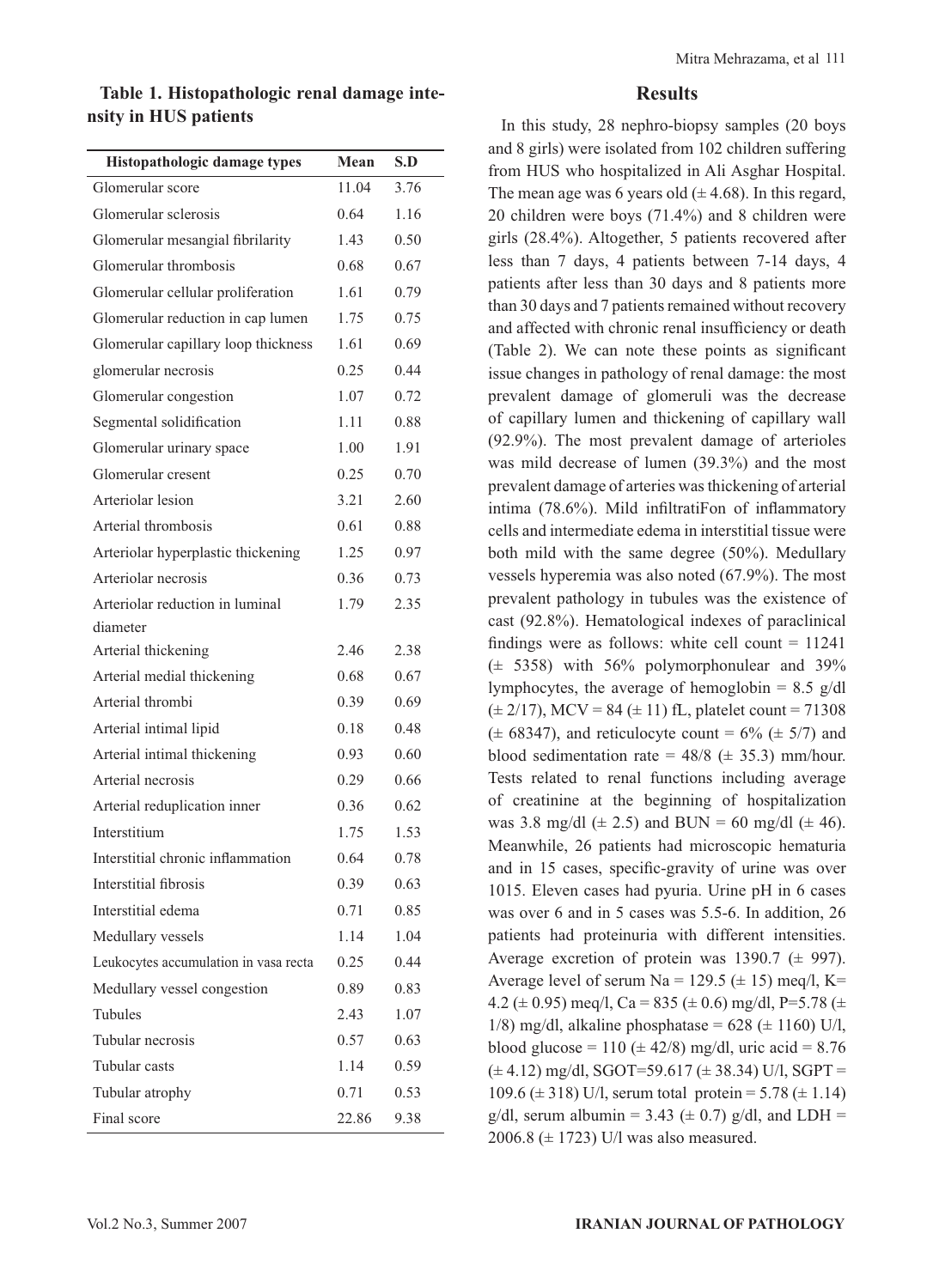**Table 1. Histopathologic renal damage intensity in HUS patients**

| Histopathologic damage types | Mean | S.D |
|---|---|---|
| Glomerular score | 11.04 | 3.76 |
| Glomerular sclerosis | 0.64 | 1.16 |
| Glomerular mesangial fibrilarity | 1.43 | 0.50 |
| Glomerular thrombosis | 0.68 | 0.67 |
| Glomerular cellular proliferation | 1.61 | 0.79 |
| Glomerular reduction in cap lumen | 1.75 | 0.75 |
| Glomerular capillary loop thickness | 1.61 | 0.69 |
| glomerular necrosis | 0.25 | 0.44 |
| Glomerular congestion | 1.07 | 0.72 |
| Segmental solidification | 1.11 | 0.88 |
| Glomerular urinary space | 1.00 | 1.91 |
| Glomerular cresent | 0.25 | 0.70 |
| Arteriolar lesion | 3.21 | 2.60 |
| Arterial thrombosis | 0.61 | 0.88 |
| Arteriolar hyperplastic thickening | 1.25 | 0.97 |
| Arteriolar necrosis | 0.36 | 0.73 |
| Arteriolar reduction in luminal diameter | 1.79 | 2.35 |
| Arterial thickening | 2.46 | 2.38 |
| Arterial medial thickening | 0.68 | 0.67 |
| Arterial thrombi | 0.39 | 0.69 |
| Arterial intimal lipid | 0.18 | 0.48 |
| Arterial intimal thickening | 0.93 | 0.60 |
| Arterial necrosis | 0.29 | 0.66 |
| Arterial reduplication inner | 0.36 | 0.62 |
| Interstitium | 1.75 | 1.53 |
| Interstitial chronic inflammation | 0.64 | 0.78 |
| Interstitial fibrosis | 0.39 | 0.63 |
| Interstitial edema | 0.71 | 0.85 |
| Medullary vessels | 1.14 | 1.04 |
| Leukocytes accumulation in vasa recta | 0.25 | 0.44 |
| Medullary vessel congestion | 0.89 | 0.83 |
| Tubules | 2.43 | 1.07 |
| Tubular necrosis | 0.57 | 0.63 |
| Tubular casts | 1.14 | 0.59 |
| Tubular atrophy | 0.71 | 0.53 |
| Final score | 22.86 | 9.38 |

## Results

In this study, 28 nephro-biopsy samples (20 boys and 8 girls) were isolated from 102 children suffering from HUS who hospitalized in Ali Asghar Hospital. The mean age was 6 years old (± 4.68). In this regard, 20 children were boys (71.4%) and 8 children were girls (28.4%). Altogether, 5 patients recovered after less than 7 days, 4 patients between 7-14 days, 4 patients after less than 30 days and 8 patients more than 30 days and 7 patients remained without recovery and affected with chronic renal insufficiency or death (Table 2). We can note these points as significant issue changes in pathology of renal damage: the most prevalent damage of glomeruli was the decrease of capillary lumen and thickening of capillary wall (92.9%). The most prevalent damage of arterioles was mild decrease of lumen (39.3%) and the most prevalent damage of arteries was thickening of arterial intima (78.6%). Mild infiltratiFon of inflammatory cells and intermediate edema in interstitial tissue were both mild with the same degree (50%). Medullary vessels hyperemia was also noted (67.9%). The most prevalent pathology in tubules was the existence of cast (92.8%). Hematological indexes of paraclinical findings were as follows: white cell count = 11241 (± 5358) with 56% polymorphonulear and 39% lymphocytes, the average of hemoglobin = 8.5 g/dl (± 2/17), MCV = 84 (± 11) fL, platelet count = 71308 (± 68347), and reticulocyte count = 6% (± 5/7) and blood sedimentation rate = 48/8 (± 35.3) mm/hour. Tests related to renal functions including average of creatinine at the beginning of hospitalization was 3.8 mg/dl (± 2.5) and BUN = 60 mg/dl (± 46). Meanwhile, 26 patients had microscopic hematuria and in 15 cases, specific-gravity of urine was over 1015. Eleven cases had pyuria. Urine pH in 6 cases was over 6 and in 5 cases was 5.5-6. In addition, 26 patients had proteinuria with different intensities. Average excretion of protein was 1390.7 (± 997). Average level of serum Na = 129.5 (± 15) meq/l, K= 4.2 (± 0.95) meq/l, Ca = 835 (± 0.6) mg/dl, P=5.78 (± 1/8) mg/dl, alkaline phosphatase = 628 (± 1160) U/l, blood glucose = 110 (± 42/8) mg/dl, uric acid = 8.76 (± 4.12) mg/dl, SGOT=59.617 (± 38.34) U/l, SGPT = 109.6 (± 318) U/l, serum total protein = 5.78 (± 1.14) g/dl, serum albumin = 3.43 (± 0.7) g/dl, and LDH = 2006.8 (± 1723) U/l was also measured.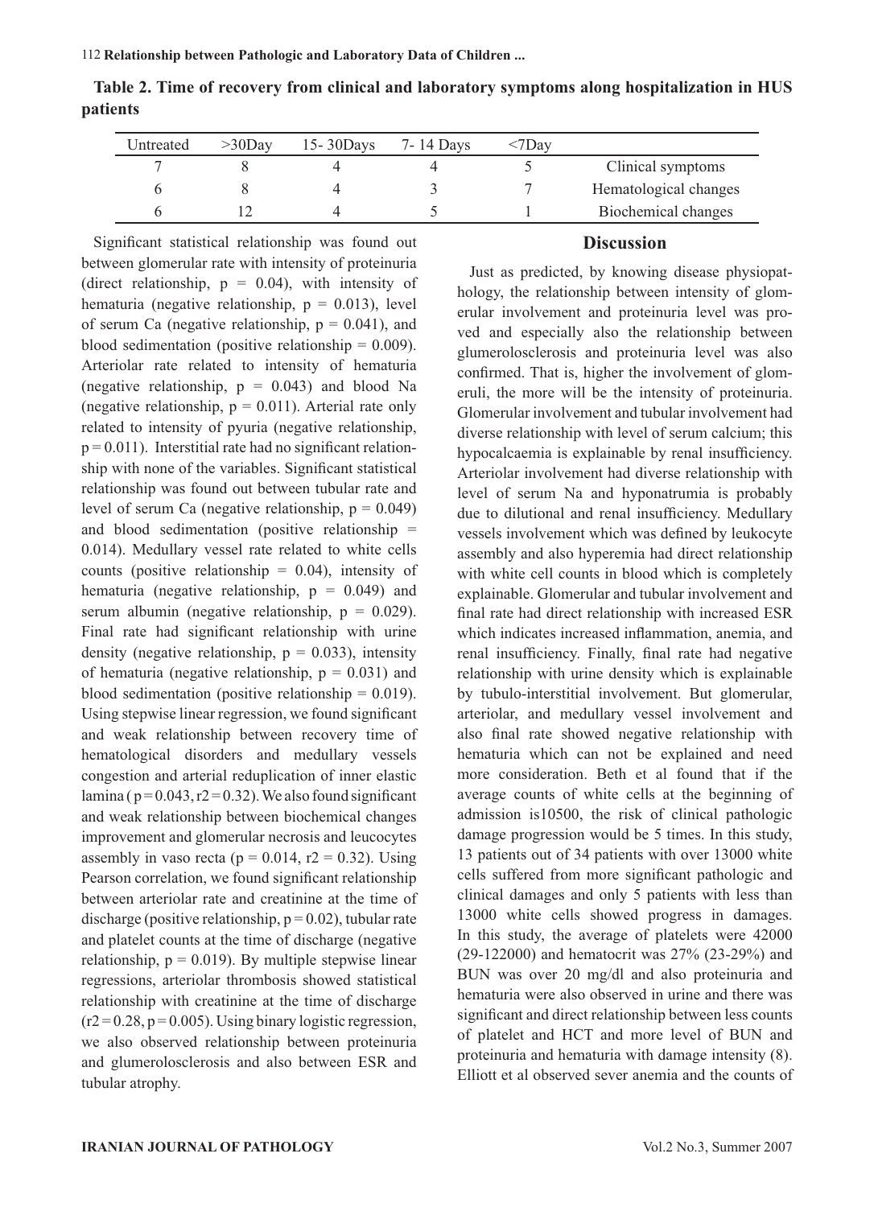**Table 2. Time of recovery from clinical and laboratory symptoms along hospitalization in HUS patients**

| Untreated | >30Day | 15- 30Days | 7- 14 Days | <7Day | |
|---|---|---|---|---|---|
| 7 | 8 | 4 | 4 | 5 | Clinical symptoms |
| 6 | 8 | 4 | 3 | 7 | Hematological changes |
| 6 | 12 | 4 | 5 | 1 | Biochemical changes |

Significant statistical relationship was found out between glomerular rate with intensity of proteinuria (direct relationship, $p = 0.04$), with intensity of hematuria (negative relationship, $p = 0.013$), level of serum Ca (negative relationship, $p = 0.041$), and blood sedimentation (positive relationship = 0.009). Arteriolar rate related to intensity of hematuria (negative relationship, $p = 0.043$) and blood Na (negative relationship, $p = 0.011$). Arterial rate only related to intensity of pyuria (negative relationship, $p = 0.011$). Interstitial rate had no significant relationship with none of the variables. Significant statistical relationship was found out between tubular rate and level of serum Ca (negative relationship, $p = 0.049$) and blood sedimentation (positive relationship = 0.014). Medullary vessel rate related to white cells counts (positive relationship = 0.04), intensity of hematuria (negative relationship, $p = 0.049$) and serum albumin (negative relationship, $p = 0.029$). Final rate had significant relationship with urine density (negative relationship, $p = 0.033$), intensity of hematuria (negative relationship, $p = 0.031$) and blood sedimentation (positive relationship = 0.019). Using stepwise linear regression, we found significant and weak relationship between recovery time of hematological disorders and medullary vessels congestion and arterial reduplication of inner elastic lamina ( $p = 0.043$, $r2 = 0.32$). We also found significant and weak relationship between biochemical changes improvement and glomerular necrosis and leucocytes assembly in vaso recta ($p = 0.014$, $r2 = 0.32$). Using Pearson correlation, we found significant relationship between arteriolar rate and creatinine at the time of discharge (positive relationship, $p = 0.02$), tubular rate and platelet counts at the time of discharge (negative relationship, $p = 0.019$). By multiple stepwise linear regressions, arteriolar thrombosis showed statistical relationship with creatinine at the time of discharge ($r2 = 0.28$, $p = 0.005$). Using binary logistic regression, we also observed relationship between proteinuria and glumerolosclerosis and also between ESR and tubular atrophy.

## Discussion

Just as predicted, by knowing disease physiopathology, the relationship between intensity of glomerular involvement and proteinuria level was proved and especially also the relationship between glumerolosclerosis and proteinuria level was also confirmed. That is, higher the involvement of glomeruli, the more will be the intensity of proteinuria. Glomerular involvement and tubular involvement had diverse relationship with level of serum calcium; this hypocalcaemia is explainable by renal insufficiency. Arteriolar involvement had diverse relationship with level of serum Na and hyponatrumia is probably due to dilutional and renal insufficiency. Medullary vessels involvement which was defined by leukocyte assembly and also hyperemia had direct relationship with white cell counts in blood which is completely explainable. Glomerular and tubular involvement and final rate had direct relationship with increased ESR which indicates increased inflammation, anemia, and renal insufficiency. Finally, final rate had negative relationship with urine density which is explainable by tubulo-interstitial involvement. But glomerular, arteriolar, and medullary vessel involvement and also final rate showed negative relationship with hematuria which can not be explained and need more consideration. Beth et al found that if the average counts of white cells at the beginning of admission is10500, the risk of clinical pathologic damage progression would be 5 times. In this study, 13 patients out of 34 patients with over 13000 white cells suffered from more significant pathologic and clinical damages and only 5 patients with less than 13000 white cells showed progress in damages. In this study, the average of platelets were 42000 (29-122000) and hematocrit was 27% (23-29%) and BUN was over 20 mg/dl and also proteinuria and hematuria were also observed in urine and there was significant and direct relationship between less counts of platelet and HCT and more level of BUN and proteinuria and hematuria with damage intensity (8). Elliott et al observed sever anemia and the counts of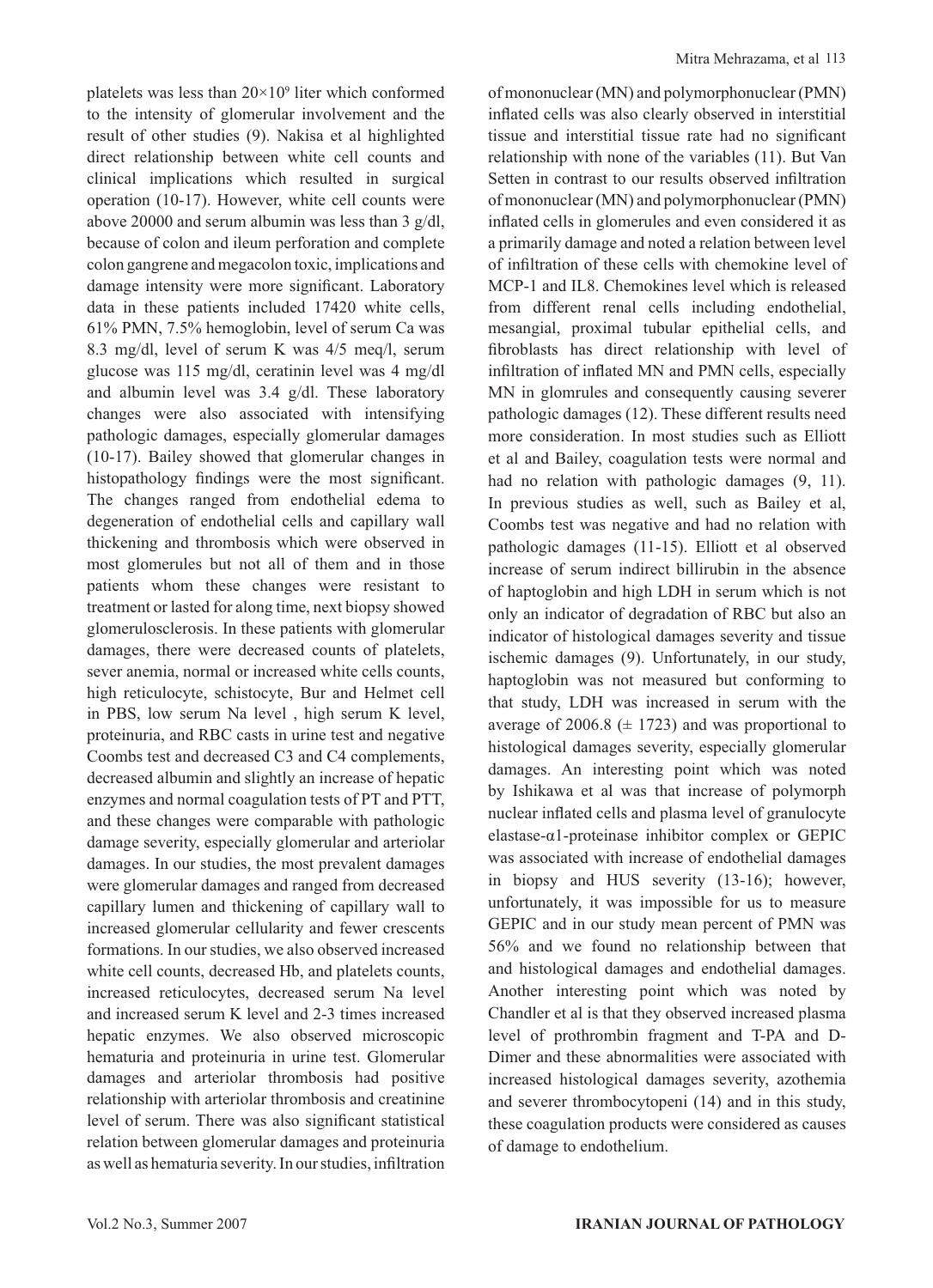platelets was less than $20 \times 10^9$ liter which conformed to the intensity of glomerular involvement and the result of other studies (9). Nakisa et al highlighted direct relationship between white cell counts and clinical implications which resulted in surgical operation (10-17). However, white cell counts were above 20000 and serum albumin was less than 3 g/dl, because of colon and ileum perforation and complete colon gangrene and megacolon toxic, implications and damage intensity were more significant. Laboratory data in these patients included 17420 white cells, 61% PMN, 7.5% hemoglobin, level of serum Ca was 8.3 mg/dl, level of serum K was 4/5 meq/l, serum glucose was 115 mg/dl, ceratinin level was 4 mg/dl and albumin level was 3.4 g/dl. These laboratory changes were also associated with intensifying pathologic damages, especially glomerular damages (10-17). Bailey showed that glomerular changes in histopathology findings were the most significant. The changes ranged from endothelial edema to degeneration of endothelial cells and capillary wall thickening and thrombosis which were observed in most glomerules but not all of them and in those patients whom these changes were resistant to treatment or lasted for along time, next biopsy showed glomerulosclerosis. In these patients with glomerular damages, there were decreased counts of platelets, sever anemia, normal or increased white cells counts, high reticulocyte, schistocyte, Bur and Helmet cell in PBS, low serum Na level , high serum K level, proteinuria, and RBC casts in urine test and negative Coombs test and decreased C3 and C4 complements, decreased albumin and slightly an increase of hepatic enzymes and normal coagulation tests of PT and PTT, and these changes were comparable with pathologic damage severity, especially glomerular and arteriolar damages. In our studies, the most prevalent damages were glomerular damages and ranged from decreased capillary lumen and thickening of capillary wall to increased glomerular cellularity and fewer crescents formations. In our studies, we also observed increased white cell counts, decreased Hb, and platelets counts, increased reticulocytes, decreased serum Na level and increased serum K level and 2-3 times increased hepatic enzymes. We also observed microscopic hematuria and proteinuria in urine test. Glomerular damages and arteriolar thrombosis had positive relationship with arteriolar thrombosis and creatinine level of serum. There was also significant statistical relation between glomerular damages and proteinuria as well as hematuria severity. In our studies, infiltration of mononuclear (MN) and polymorphonuclear (PMN) inflated cells was also clearly observed in interstitial tissue and interstitial tissue rate had no significant relationship with none of the variables (11). But Van Setten in contrast to our results observed infiltration of mononuclear (MN) and polymorphonuclear (PMN) inflated cells in glomerules and even considered it as a primarily damage and noted a relation between level of infiltration of these cells with chemokine level of MCP-1 and IL8. Chemokines level which is released from different renal cells including endothelial, mesangial, proximal tubular epithelial cells, and fibroblasts has direct relationship with level of infiltration of inflated MN and PMN cells, especially MN in glomrules and consequently causing severer pathologic damages (12). These different results need more consideration. In most studies such as Elliott et al and Bailey, coagulation tests were normal and had no relation with pathologic damages (9, 11). In previous studies as well, such as Bailey et al, Coombs test was negative and had no relation with pathologic damages (11-15). Elliott et al observed increase of serum indirect billirubin in the absence of haptoglobin and high LDH in serum which is not only an indicator of degradation of RBC but also an indicator of histological damages severity and tissue ischemic damages (9). Unfortunately, in our study, haptoglobin was not measured but conforming to that study, LDH was increased in serum with the average of 2006.8 ($\pm$ 1723) and was proportional to histological damages severity, especially glomerular damages. An interesting point which was noted by Ishikawa et al was that increase of polymorph nuclear inflated cells and plasma level of granulocyte elastase-$\alpha$1-proteinase inhibitor complex or GEPIC was associated with increase of endothelial damages in biopsy and HUS severity (13-16); however, unfortunately, it was impossible for us to measure GEPIC and in our study mean percent of PMN was 56% and we found no relationship between that and histological damages and endothelial damages. Another interesting point which was noted by Chandler et al is that they observed increased plasma level of prothrombin fragment and T-PA and D-Dimer and these abnormalities were associated with increased histological damages severity, azothemia and severer thrombocytopeni (14) and in this study, these coagulation products were considered as causes of damage to endothelium.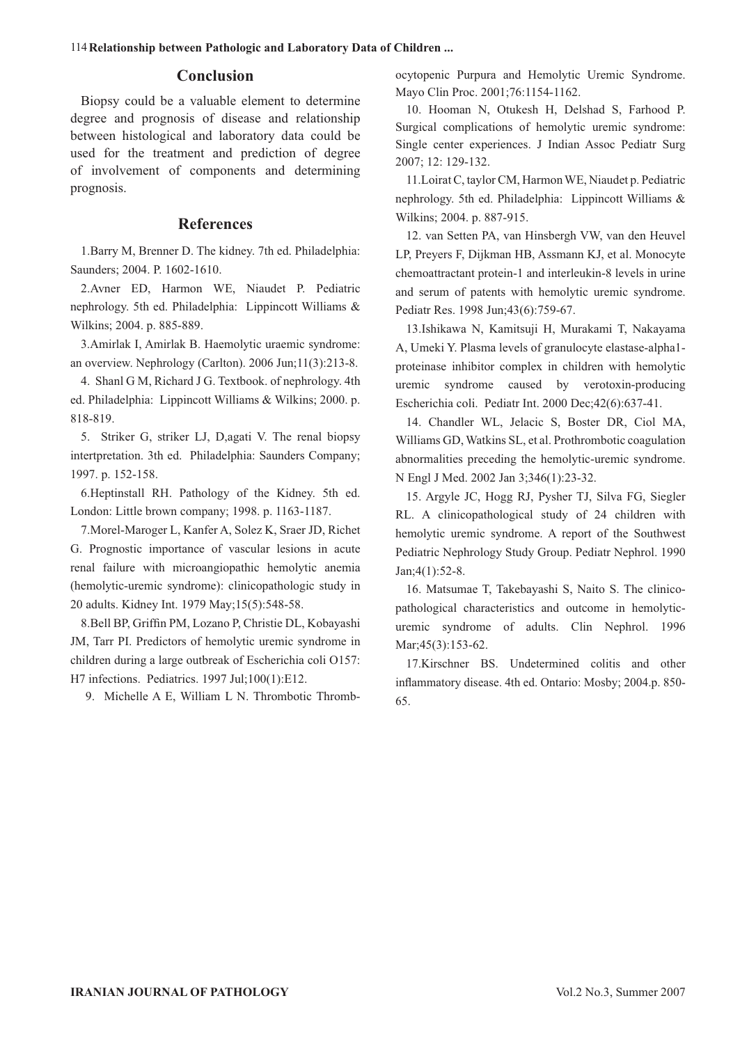## Conclusion

Biopsy could be a valuable element to determine degree and prognosis of disease and relationship between histological and laboratory data could be used for the treatment and prediction of degree of involvement of components and determining prognosis.

## References

1.Barry M, Brenner D. The kidney. 7th ed. Philadelphia: Saunders; 2004. P. 1602-1610.

2.Avner ED, Harmon WE, Niaudet P. Pediatric nephrology. 5th ed. Philadelphia: Lippincott Williams & Wilkins; 2004. p. 885-889.

3.Amirlak I, Amirlak B. Haemolytic uraemic syndrome: an overview. Nephrology (Carlton). 2006 Jun;11(3):213-8.

4. Shanl G M, Richard J G. Textbook. of nephrology. 4th ed. Philadelphia: Lippincott Williams & Wilkins; 2000. p. 818-819.

5. Striker G, striker LJ, D,agati V. The renal biopsy intertpretation. 3th ed. Philadelphia: Saunders Company; 1997. p. 152-158.

6.Heptinstall RH. Pathology of the Kidney. 5th ed. London: Little brown company; 1998. p. 1163-1187.

7.Morel-Maroger L, Kanfer A, Solez K, Sraer JD, Richet G. Prognostic importance of vascular lesions in acute renal failure with microangiopathic hemolytic anemia (hemolytic-uremic syndrome): clinicopathologic study in 20 adults. Kidney Int. 1979 May;15(5):548-58.

8.Bell BP, Griffin PM, Lozano P, Christie DL, Kobayashi JM, Tarr PI. Predictors of hemolytic uremic syndrome in children during a large outbreak of Escherichia coli O157: H7 infections. Pediatrics. 1997 Jul;100(1):E12.

9. Michelle A E, William L N. Thrombotic Thrombocytopenic Purpura and Hemolytic Uremic Syndrome. Mayo Clin Proc. 2001;76:1154-1162.

10. Hooman N, Otukesh H, Delshad S, Farhood P. Surgical complications of hemolytic uremic syndrome: Single center experiences. J Indian Assoc Pediatr Surg 2007; 12: 129-132.

11.Loirat C, taylor CM, Harmon WE, Niaudet p. Pediatric nephrology. 5th ed. Philadelphia: Lippincott Williams & Wilkins; 2004. p. 887-915.

12. van Setten PA, van Hinsbergh VW, van den Heuvel LP, Preyers F, Dijkman HB, Assmann KJ, et al. Monocyte chemoattractant protein-1 and interleukin-8 levels in urine and serum of patents with hemolytic uremic syndrome. Pediatr Res. 1998 Jun;43(6):759-67.

13.Ishikawa N, Kamitsuji H, Murakami T, Nakayama A, Umeki Y. Plasma levels of granulocyte elastase-alpha1-proteinase inhibitor complex in children with hemolytic uremic syndrome caused by verotoxin-producing Escherichia coli. Pediatr Int. 2000 Dec;42(6):637-41.

14. Chandler WL, Jelacic S, Boster DR, Ciol MA, Williams GD, Watkins SL, et al. Prothrombotic coagulation abnormalities preceding the hemolytic-uremic syndrome. N Engl J Med. 2002 Jan 3;346(1):23-32.

15. Argyle JC, Hogg RJ, Pysher TJ, Silva FG, Siegler RL. A clinicopathological study of 24 children with hemolytic uremic syndrome. A report of the Southwest Pediatric Nephrology Study Group. Pediatr Nephrol. 1990 Jan;4(1):52-8.

16. Matsumae T, Takebayashi S, Naito S. The clinico-pathological characteristics and outcome in hemolytic-uremic syndrome of adults. Clin Nephrol. 1996 Mar;45(3):153-62.

17.Kirschner BS. Undetermined colitis and other inflammatory disease. 4th ed. Ontario: Mosby; 2004.p. 850-65.